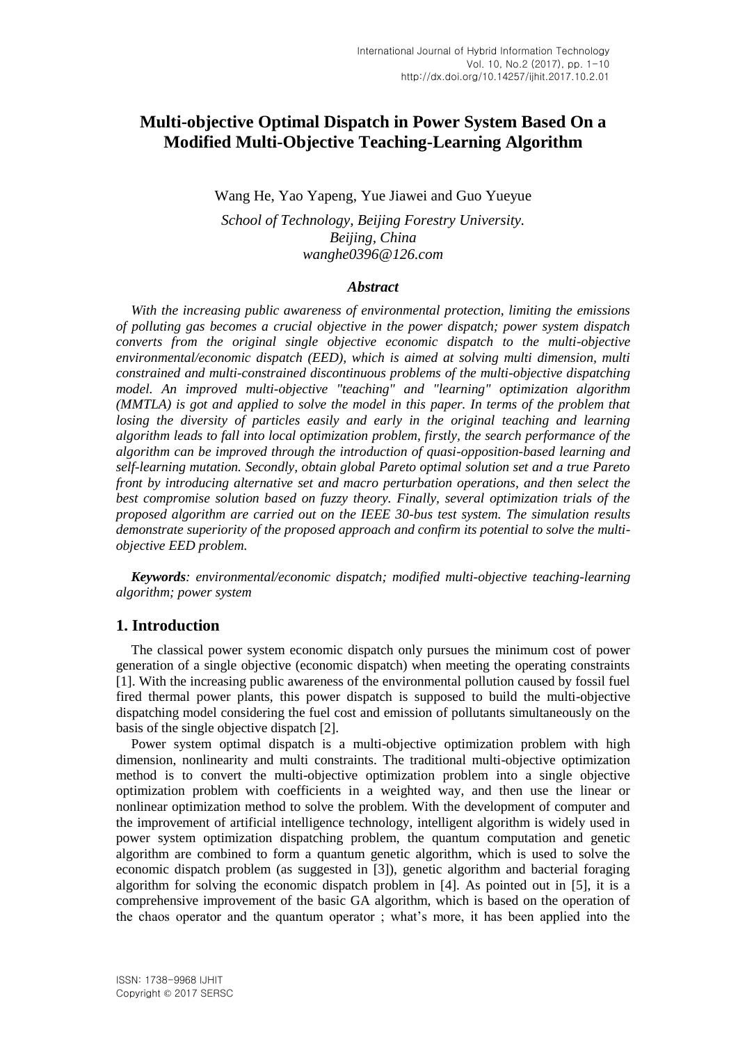# Multi-objective Optimal Dispatch in Power System Based On a Modified Multi-Objective Teaching-Learning Algorithm

Wang He, Yao Yapeng, Yue Jiawei and Guo Yueyue

*School of Technology, Beijing Forestry University.*
*Beijing, China*
*wanghe0396@126.com*

### *Abstract*

*With the increasing public awareness of environmental protection, limiting the emissions of polluting gas becomes a crucial objective in the power dispatch; power system dispatch converts from the original single objective economic dispatch to the multi-objective environmental/economic dispatch (EED), which is aimed at solving multi dimension, multi constrained and multi-constrained discontinuous problems of the multi-objective dispatching model. An improved multi-objective "teaching" and "learning" optimization algorithm (MMTLA) is got and applied to solve the model in this paper. In terms of the problem that losing the diversity of particles easily and early in the original teaching and learning algorithm leads to fall into local optimization problem, firstly, the search performance of the algorithm can be improved through the introduction of quasi-opposition-based learning and self-learning mutation. Secondly, obtain global Pareto optimal solution set and a true Pareto front by introducing alternative set and macro perturbation operations, and then select the best compromise solution based on fuzzy theory. Finally, several optimization trials of the proposed algorithm are carried out on the IEEE 30-bus test system. The simulation results demonstrate superiority of the proposed approach and confirm its potential to solve the multi-objective EED problem.*

***Keywords****: environmental/economic dispatch; modified multi-objective teaching-learning algorithm; power system*

## 1. Introduction

The classical power system economic dispatch only pursues the minimum cost of power generation of a single objective (economic dispatch) when meeting the operating constraints [1]. With the increasing public awareness of the environmental pollution caused by fossil fuel fired thermal power plants, this power dispatch is supposed to build the multi-objective dispatching model considering the fuel cost and emission of pollutants simultaneously on the basis of the single objective dispatch [2].

Power system optimal dispatch is a multi-objective optimization problem with high dimension, nonlinearity and multi constraints. The traditional multi-objective optimization method is to convert the multi-objective optimization problem into a single objective optimization problem with coefficients in a weighted way, and then use the linear or nonlinear optimization method to solve the problem. With the development of computer and the improvement of artificial intelligence technology, intelligent algorithm is widely used in power system optimization dispatching problem, the quantum computation and genetic algorithm are combined to form a quantum genetic algorithm, which is used to solve the economic dispatch problem (as suggested in [3]), genetic algorithm and bacterial foraging algorithm for solving the economic dispatch problem in [4]. As pointed out in [5], it is a comprehensive improvement of the basic GA algorithm, which is based on the operation of the chaos operator and the quantum operator ; what's more, it has been applied into the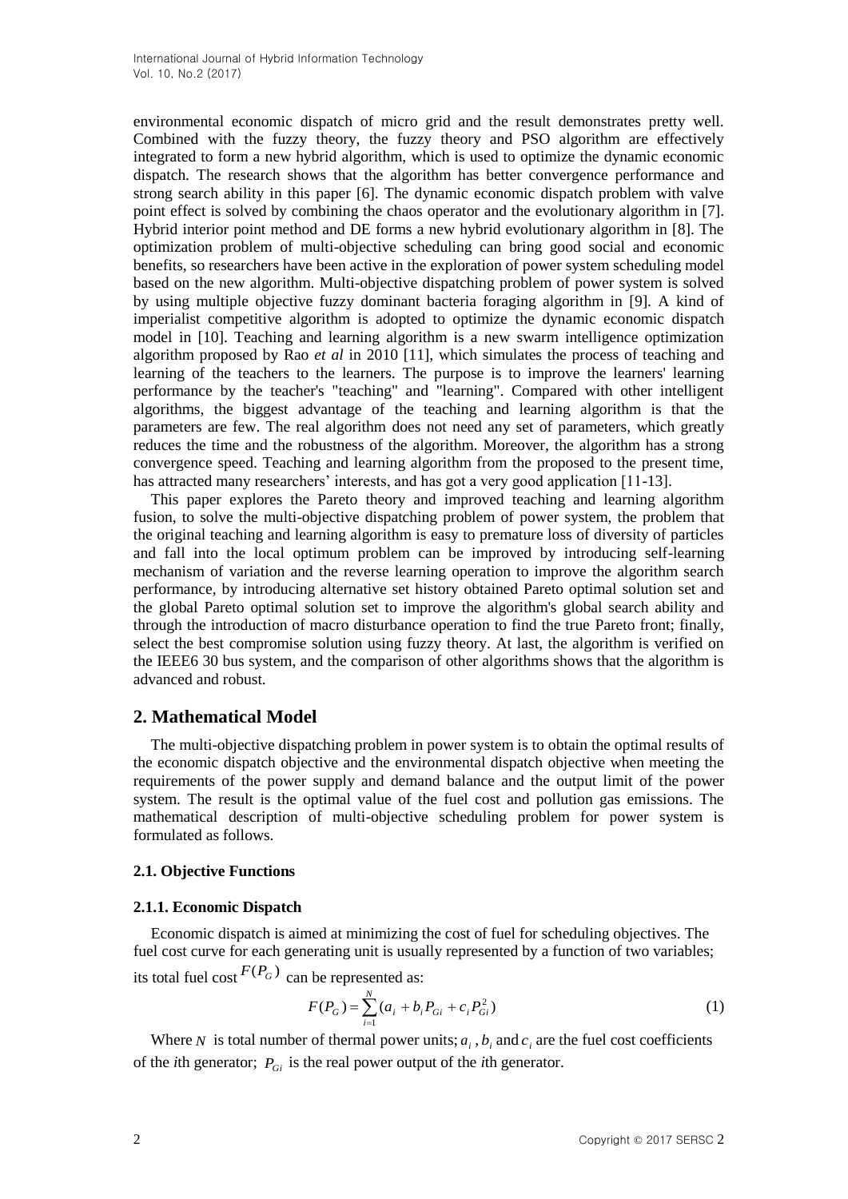environmental economic dispatch of micro grid and the result demonstrates pretty well. Combined with the fuzzy theory, the fuzzy theory and PSO algorithm are effectively integrated to form a new hybrid algorithm, which is used to optimize the dynamic economic dispatch. The research shows that the algorithm has better convergence performance and strong search ability in this paper [6]. The dynamic economic dispatch problem with valve point effect is solved by combining the chaos operator and the evolutionary algorithm in [7]. Hybrid interior point method and DE forms a new hybrid evolutionary algorithm in [8]. The optimization problem of multi-objective scheduling can bring good social and economic benefits, so researchers have been active in the exploration of power system scheduling model based on the new algorithm. Multi-objective dispatching problem of power system is solved by using multiple objective fuzzy dominant bacteria foraging algorithm in [9]. A kind of imperialist competitive algorithm is adopted to optimize the dynamic economic dispatch model in [10]. Teaching and learning algorithm is a new swarm intelligence optimization algorithm proposed by Rao *et al* in 2010 [11], which simulates the process of teaching and learning of the teachers to the learners. The purpose is to improve the learners' learning performance by the teacher's "teaching" and "learning". Compared with other intelligent algorithms, the biggest advantage of the teaching and learning algorithm is that the parameters are few. The real algorithm does not need any set of parameters, which greatly reduces the time and the robustness of the algorithm. Moreover, the algorithm has a strong convergence speed. Teaching and learning algorithm from the proposed to the present time, has attracted many researchers' interests, and has got a very good application [11-13].

This paper explores the Pareto theory and improved teaching and learning algorithm fusion, to solve the multi-objective dispatching problem of power system, the problem that the original teaching and learning algorithm is easy to premature loss of diversity of particles and fall into the local optimum problem can be improved by introducing self-learning mechanism of variation and the reverse learning operation to improve the algorithm search performance, by introducing alternative set history obtained Pareto optimal solution set and the global Pareto optimal solution set to improve the algorithm's global search ability and through the introduction of macro disturbance operation to find the true Pareto front; finally, select the best compromise solution using fuzzy theory. At last, the algorithm is verified on the IEEE6 30 bus system, and the comparison of other algorithms shows that the algorithm is advanced and robust.

## 2. Mathematical Model

The multi-objective dispatching problem in power system is to obtain the optimal results of the economic dispatch objective and the environmental dispatch objective when meeting the requirements of the power supply and demand balance and the output limit of the power system. The result is the optimal value of the fuel cost and pollution gas emissions. The mathematical description of multi-objective scheduling problem for power system is formulated as follows.

### 2.1. Objective Functions

#### 2.1.1. Economic Dispatch

Economic dispatch is aimed at minimizing the cost of fuel for scheduling objectives. The fuel cost curve for each generating unit is usually represented by a function of two variables; its total fuel cost $F(P_G)$ can be represented as:

$$F(P_G) = \sum_{i=1}^{N} (a_i + b_i P_{Gi} + c_i P_{Gi}^2) \tag{1}$$

Where $N$ is total number of thermal power units; $a_i$, $b_i$ and $c_i$ are the fuel cost coefficients of the *i*th generator; $P_{Gi}$ is the real power output of the *i*th generator.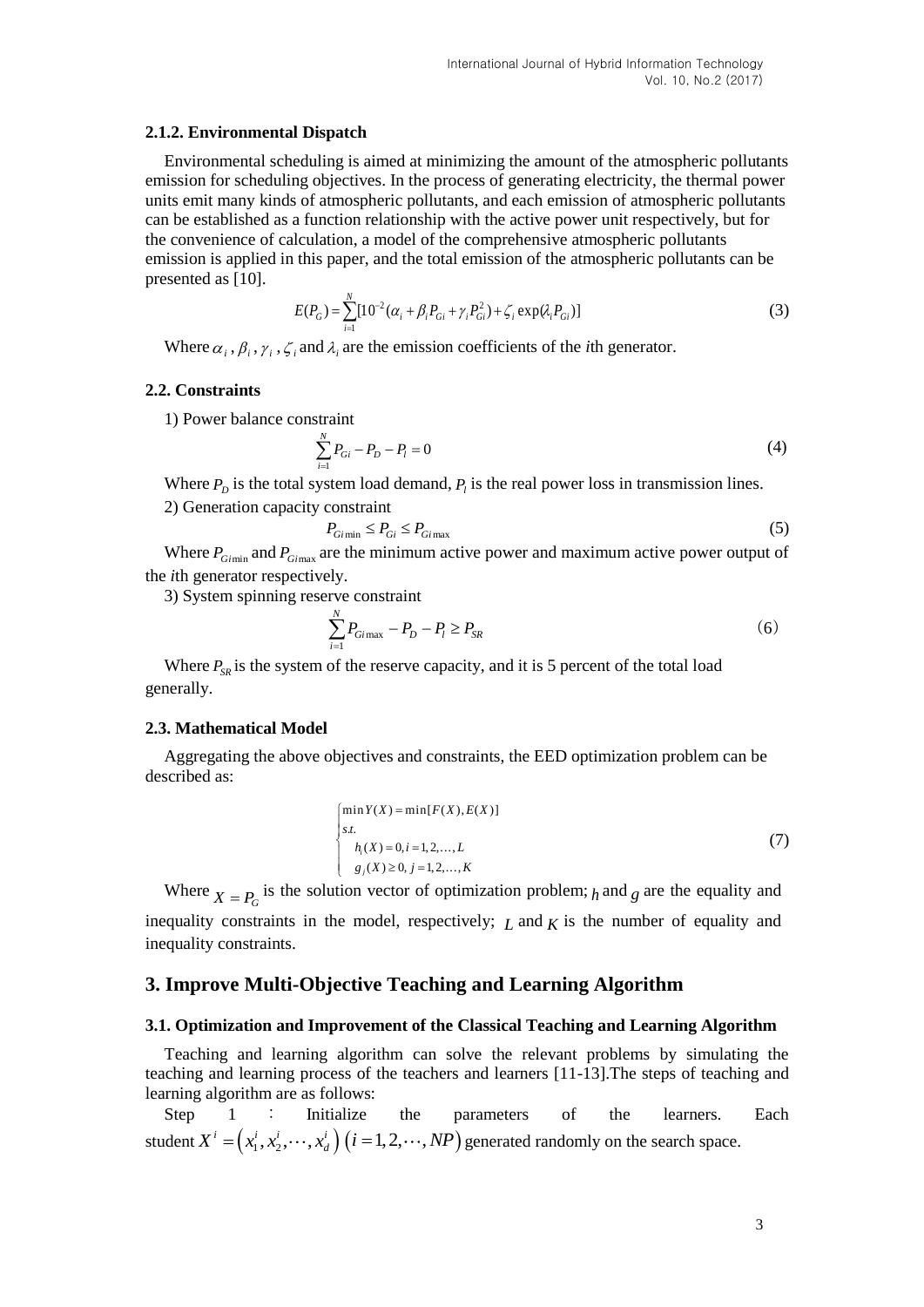### 2.1.2. Environmental Dispatch

Environmental scheduling is aimed at minimizing the amount of the atmospheric pollutants emission for scheduling objectives. In the process of generating electricity, the thermal power units emit many kinds of atmospheric pollutants, and each emission of atmospheric pollutants can be established as a function relationship with the active power unit respectively, but for the convenience of calculation, a model of the comprehensive atmospheric pollutants emission is applied in this paper, and the total emission of the atmospheric pollutants can be presented as [10].

$$E(P_G) = \sum_{i=1}^{N} [10^{-2}(\alpha_i + \beta_i P_{Gi} + \gamma_i P_{Gi}^2) + \zeta_i \exp(\lambda_i P_{Gi})] \tag{3}$$

Where $\alpha_i$ , $\beta_i$ , $\gamma_i$ , $\zeta_i$ and $\lambda_i$ are the emission coefficients of the *i*th generator.

### 2.2. Constraints

1) Power balance constraint

$$\sum_{i=1}^{N} P_{Gi} - P_D - P_l = 0 \tag{4}$$

Where $P_D$ is the total system load demand, $P_l$ is the real power loss in transmission lines.

2) Generation capacity constraint

$$P_{Gi\min} \le P_{Gi} \le P_{Gi\max} \tag{5}$$

Where $P_{Gi\min}$ and $P_{Gi\max}$ are the minimum active power and maximum active power output of the *i*th generator respectively.

3) System spinning reserve constraint

$$\sum_{i=1}^{N} P_{Gi\max} - P_D - P_l \ge P_{SR} \tag{6}$$

Where $P_{SR}$ is the system of the reserve capacity, and it is 5 percent of the total load generally.

### 2.3. Mathematical Model

Aggregating the above objectives and constraints, the EED optimization problem can be described as:

$$\begin{cases} \min Y(X) = \min[F(X), E(X)] \\ s.t. \\ \quad h_i(X) = 0, i = 1, 2, \ldots, L \\ \quad g_j(X) \ge 0, j = 1, 2, \ldots, K \end{cases} \tag{7}$$

Where $X = P_G$ is the solution vector of optimization problem; $h$ and $g$ are the equality and inequality constraints in the model, respectively; $L$ and $K$ is the number of equality and inequality constraints.

## 3. Improve Multi-Objective Teaching and Learning Algorithm

### 3.1. Optimization and Improvement of the Classical Teaching and Learning Algorithm

Teaching and learning algorithm can solve the relevant problems by simulating the teaching and learning process of the teachers and learners [11-13].The steps of teaching and learning algorithm are as follows:

Step 1 : Initialize the parameters of the learners. Each student $X^i = \left(x_1^i, x_2^i, \cdots, x_d^i\right) \left(i = 1, 2, \cdots, NP\right)$ generated randomly on the search space.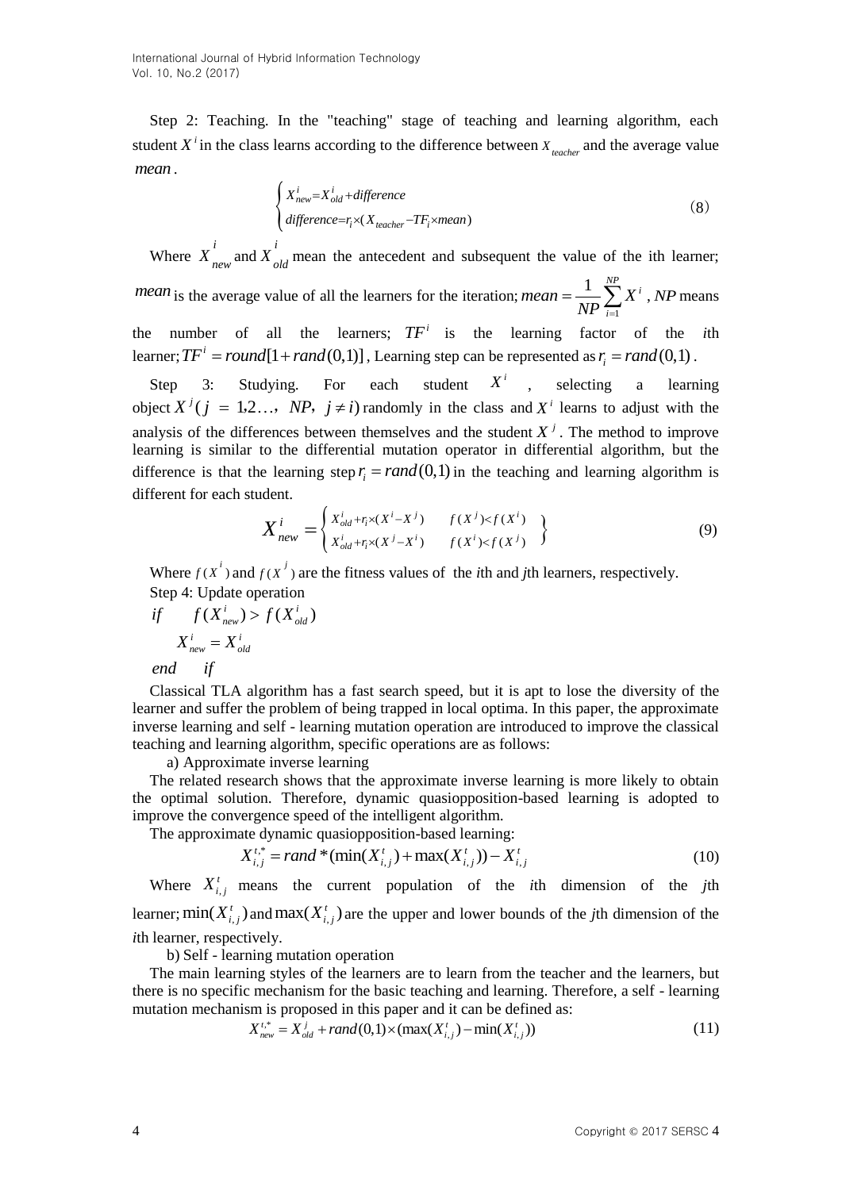Step 2: Teaching. In the "teaching" stage of teaching and learning algorithm, each student $X^i$ in the class learns according to the difference between $X_{teacher}$ and the average value $mean$.

$$\begin{cases} X_{new}^{i}=X_{old}^{i}+difference \\ difference=r_i\times(X_{teacher}-TF_i\times mean) \end{cases} \tag{8}$$

Where $X_{new}^{i}$ and $X_{old}^{i}$ mean the antecedent and subsequent the value of the ith learner; $mean$ is the average value of all the learners for the iteration; $mean=\frac{1}{NP}\sum_{i=1}^{NP}X^i$, $NP$ means the number of all the learners; $TF^i$ is the learning factor of the *i*th learner; $TF^i=round[1+rand(0,1)]$, Learning step can be represented as $r_i=rand(0,1)$.

Step 3: Studying. For each student $X^i$, selecting a learning object $X^j(j=1,2\ldots, NP, j\neq i)$ randomly in the class and $X^i$ learns to adjust with the analysis of the differences between themselves and the student $X^j$. The method to improve learning is similar to the differential mutation operator in differential algorithm, but the difference is that the learning step $r_i=rand(0,1)$ in the teaching and learning algorithm is different for each student.

$$X_{new}^{i}=\begin{cases} X_{old}^{i}+r_i\times(X^i-X^j) & f(X^j)<f(X^i) \\ X_{old}^{i}+r_i\times(X^j-X^i) & f(X^i)<f(X^j) \end{cases} \tag{9}$$

Where $f(X^i)$ and $f(X^j)$ are the fitness values of the *i*th and *j*th learners, respectively.

Step 4: Update operation

$if \quad f(X_{new}^{i})>f(X_{old}^{i})$

$\quad X_{new}^{i}=X_{old}^{i}$

$end \quad if$

Classical TLA algorithm has a fast search speed, but it is apt to lose the diversity of the learner and suffer the problem of being trapped in local optima. In this paper, the approximate inverse learning and self - learning mutation operation are introduced to improve the classical teaching and learning algorithm, specific operations are as follows:

a) Approximate inverse learning

The related research shows that the approximate inverse learning is more likely to obtain the optimal solution. Therefore, dynamic quasiopposition-based learning is adopted to improve the convergence speed of the intelligent algorithm.

The approximate dynamic quasiopposition-based learning:

$$X_{i,j}^{t,*}=rand*(\min(X_{i,j}^{t})+\max(X_{i,j}^{t}))-X_{i,j}^{t} \tag{10}$$

Where $X_{i,j}^{t}$ means the current population of the *i*th dimension of the *j*th learner; $\min(X_{i,j}^{t})$ and $\max(X_{i,j}^{t})$ are the upper and lower bounds of the *j*th dimension of the *i*th learner, respectively.

b) Self - learning mutation operation

The main learning styles of the learners are to learn from the teacher and the learners, but there is no specific mechanism for the basic teaching and learning. Therefore, a self - learning mutation mechanism is proposed in this paper and it can be defined as:

$$X_{new}^{t,*}=X_{old}^{j}+rand(0,1)\times(\max(X_{i,j}^{t})-\min(X_{i,j}^{t})) \tag{11}$$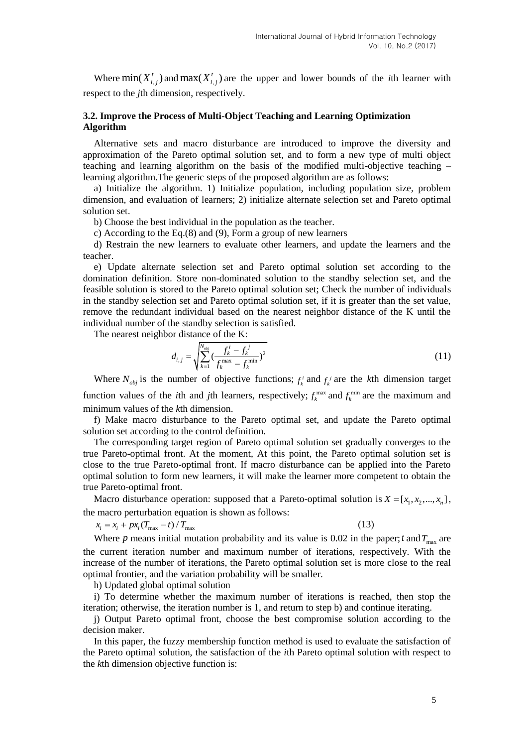Where $\min(X_{i,j}^t)$ and $\max(X_{i,j}^t)$ are the upper and lower bounds of the *i*th learner with respect to the *j*th dimension, respectively.

### 3.2. Improve the Process of Multi-Object Teaching and Learning Optimization Algorithm

Alternative sets and macro disturbance are introduced to improve the diversity and approximation of the Pareto optimal solution set, and to form a new type of multi object teaching and learning algorithm on the basis of the modified multi-objective teaching – learning algorithm.The generic steps of the proposed algorithm are as follows:

a) Initialize the algorithm. 1) Initialize population, including population size, problem dimension, and evaluation of learners; 2) initialize alternate selection set and Pareto optimal solution set.

b) Choose the best individual in the population as the teacher.

c) According to the Eq.(8) and (9), Form a group of new learners

d) Restrain the new learners to evaluate other learners, and update the learners and the teacher.

e) Update alternate selection set and Pareto optimal solution set according to the domination definition. Store non-dominated solution to the standby selection set, and the feasible solution is stored to the Pareto optimal solution set; Check the number of individuals in the standby selection set and Pareto optimal solution set, if it is greater than the set value, remove the redundant individual based on the nearest neighbor distance of the K until the individual number of the standby selection is satisfied.

The nearest neighbor distance of the K:

$$d_{i,j} = \sqrt{\sum_{k=1}^{N_{obj}} \left(\frac{f_k^i - f_k^j}{f_k^{\max} - f_k^{\min}}\right)^2} \tag{11}$$

Where $N_{obj}$ is the number of objective functions; $f_k^i$ and $f_k^j$ are the *k*th dimension target function values of the *i*th and *j*th learners, respectively; $f_k^{\max}$ and $f_k^{\min}$ are the maximum and minimum values of the *k*th dimension.

f) Make macro disturbance to the Pareto optimal set, and update the Pareto optimal solution set according to the control definition.

The corresponding target region of Pareto optimal solution set gradually converges to the true Pareto-optimal front. At the moment, At this point, the Pareto optimal solution set is close to the true Pareto-optimal front. If macro disturbance can be applied into the Pareto optimal solution to form new learners, it will make the learner more competent to obtain the true Pareto-optimal front.

Macro disturbance operation: supposed that a Pareto-optimal solution is $X = [x_1, x_2, ..., x_n]$, the macro perturbation equation is shown as follows:

$$x_i = x_i + p x_i (T_{\max} - t) / T_{\max} \tag{13}$$

Where $p$ means initial mutation probability and its value is 0.02 in the paper; $t$ and $T_{\max}$ are the current iteration number and maximum number of iterations, respectively. With the increase of the number of iterations, the Pareto optimal solution set is more close to the real optimal frontier, and the variation probability will be smaller.

h) Updated global optimal solution

i) To determine whether the maximum number of iterations is reached, then stop the iteration; otherwise, the iteration number is 1, and return to step b) and continue iterating.

j) Output Pareto optimal front, choose the best compromise solution according to the decision maker.

In this paper, the fuzzy membership function method is used to evaluate the satisfaction of the Pareto optimal solution, the satisfaction of the *i*th Pareto optimal solution with respect to the *k*th dimension objective function is: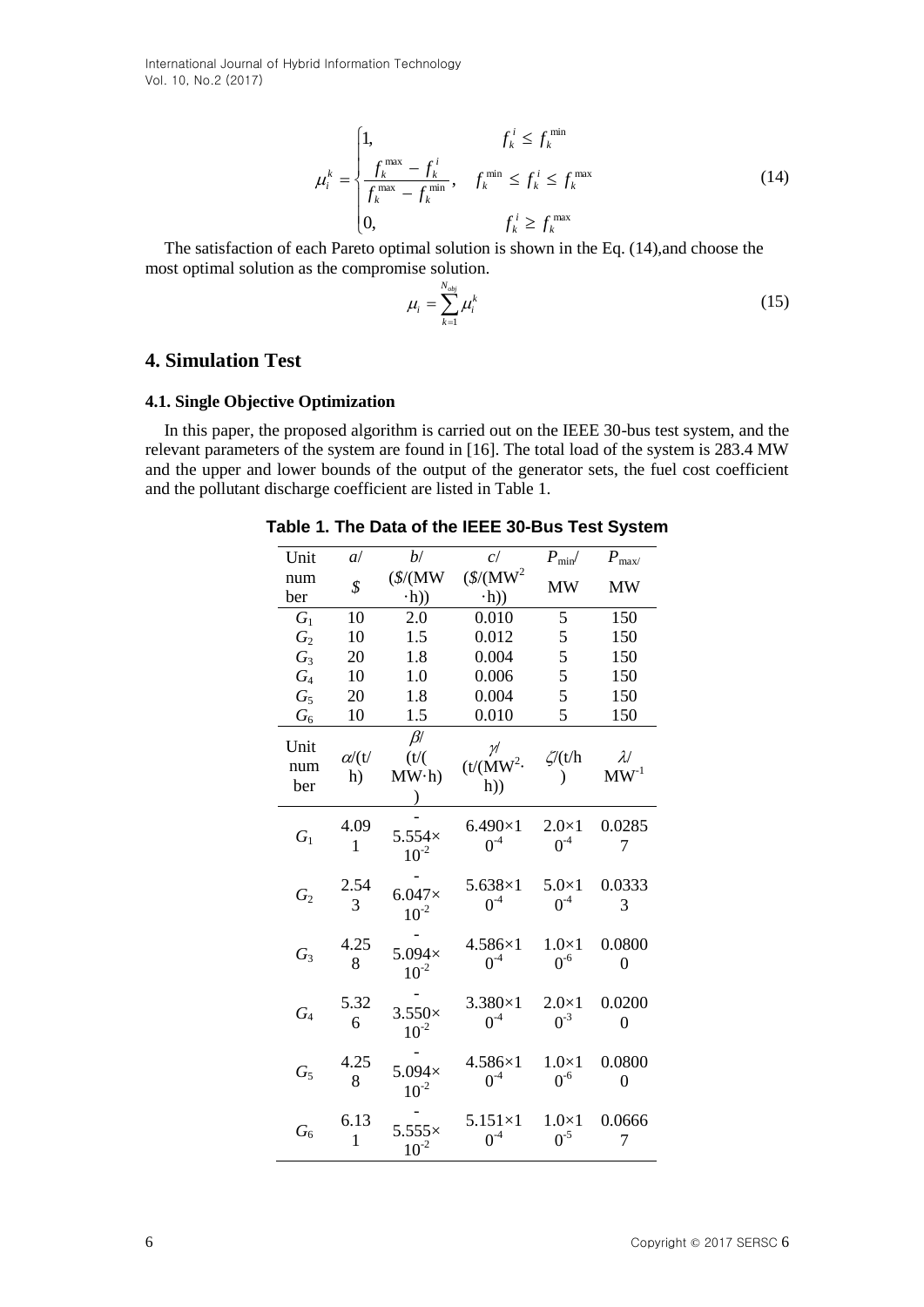$$\mu_i^k = \begin{cases} 1, & f_k^i \le f_k^{\min} \\ \dfrac{f_k^{\max} - f_k^i}{f_k^{\max} - f_k^{\min}}, & f_k^{\min} \le f_k^i \le f_k^{\max} \\ 0, & f_k^i \ge f_k^{\max} \end{cases} \tag{14}$$

The satisfaction of each Pareto optimal solution is shown in the Eq. (14),and choose the most optimal solution as the compromise solution.

$$\mu_i = \sum_{k=1}^{N_{obj}} \mu_i^k \tag{15}$$

## 4. Simulation Test

### 4.1. Single Objective Optimization

In this paper, the proposed algorithm is carried out on the IEEE 30-bus test system, and the relevant parameters of the system are found in [16]. The total load of the system is 283.4 MW and the upper and lower bounds of the output of the generator sets, the fuel cost coefficient and the pollutant discharge coefficient are listed in Table 1.

**Table 1. The Data of the IEEE 30-Bus Test System**

| Unit number | $a$/ $ | $b$/ ($/(MW·h)) | $c$/ ($/(MW$^2$·h)) | $P_{\min}$/ MW | $P_{\max}$/ MW |
|---|---|---|---|---|---|
| $G_1$ | 10 | 2.0 | 0.010 | 5 | 150 |
| $G_2$ | 10 | 1.5 | 0.012 | 5 | 150 |
| $G_3$ | 20 | 1.8 | 0.004 | 5 | 150 |
| $G_4$ | 10 | 1.0 | 0.006 | 5 | 150 |
| $G_5$ | 20 | 1.8 | 0.004 | 5 | 150 |
| $G_6$ | 10 | 1.5 | 0.010 | 5 | 150 |
| **Unit number** | **$\alpha$/(t/h)** | **$\beta$/ (t/(MW·h))** | **$\gamma$/ (t/(MW$^2$·h))** | **$\zeta$/(t/h)** | **$\lambda$/ MW$^{-1}$** |
| $G_1$ | 4.091 | $-5.554\times10^{-2}$ | $6.490\times10^{-4}$ | $2.0\times10^{-4}$ | 0.02857 |
| $G_2$ | 2.543 | $-6.047\times10^{-2}$ | $5.638\times10^{-4}$ | $5.0\times10^{-4}$ | 0.03333 |
| $G_3$ | 4.258 | $-5.094\times10^{-2}$ | $4.586\times10^{-4}$ | $1.0\times10^{-6}$ | 0.08000 |
| $G_4$ | 5.326 | $-3.550\times10^{-2}$ | $3.380\times10^{-4}$ | $2.0\times10^{-3}$ | 0.02000 |
| $G_5$ | 4.258 | $-5.094\times10^{-2}$ | $4.586\times10^{-4}$ | $1.0\times10^{-6}$ | 0.08000 |
| $G_6$ | 6.131 | $-5.555\times10^{-2}$ | $5.151\times10^{-4}$ | $1.0\times10^{-5}$ | 0.06667 |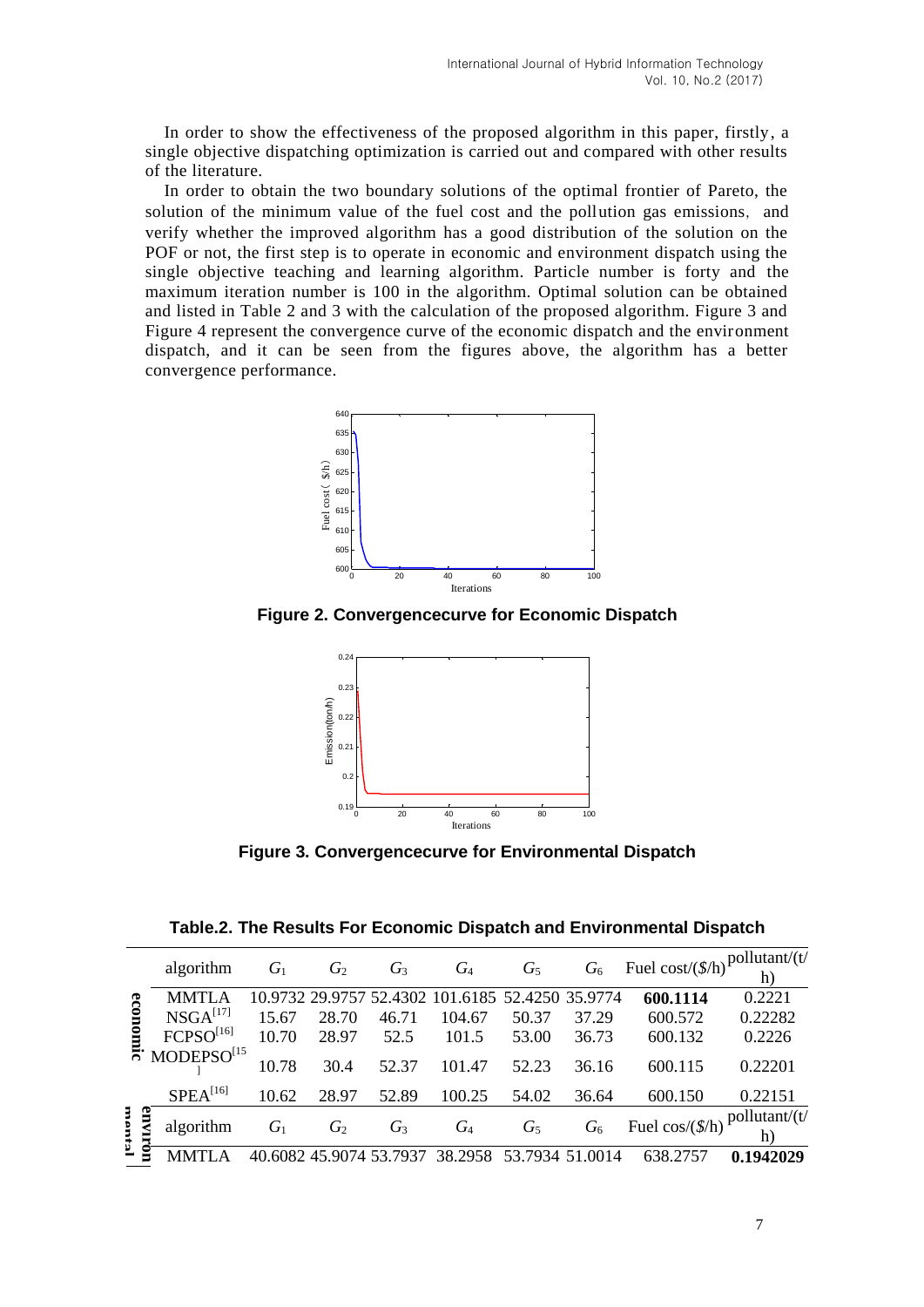In order to show the effectiveness of the proposed algorithm in this paper, firstly, a single objective dispatching optimization is carried out and compared with other results of the literature.

In order to obtain the two boundary solutions of the optimal frontier of Pareto, the solution of the minimum value of the fuel cost and the pollution gas emissions, and verify whether the improved algorithm has a good distribution of the solution on the POF or not, the first step is to operate in economic and environment dispatch using the single objective teaching and learning algorithm. Particle number is forty and the maximum iteration number is 100 in the algorithm. Optimal solution can be obtained and listed in Table 2 and 3 with the calculation of the proposed algorithm. Figure 3 and Figure 4 represent the convergence curve of the economic dispatch and the environment dispatch, and it can be seen from the figures above, the algorithm has a better convergence performance.

**Figure 2. Convergencecurve for Economic Dispatch**

**Figure 3. Convergencecurve for Environmental Dispatch**

**Table.2. The Results For Economic Dispatch and Environmental Dispatch**

| | algorithm | $G_1$ | $G_2$ | $G_3$ | $G_4$ | $G_5$ | $G_6$ | Fuel cost/($/h) | pollutant/(t/h) |
|---|---|---|---|---|---|---|---|---|---|
| economic | MMTLA | 10.9732 | 29.9757 | 52.4302 | 101.6185 | 52.4250 | 35.9774 | **600.1114** | 0.2221 |
| | NSGA[17] | 15.67 | 28.70 | 46.71 | 104.67 | 50.37 | 37.29 | 600.572 | 0.22282 |
| | FCPSO[16] | 10.70 | 28.97 | 52.5 | 101.5 | 53.00 | 36.73 | 600.132 | 0.2226 |
| | MODEPSO[15] | 10.78 | 30.4 | 52.37 | 101.47 | 52.23 | 36.16 | 600.115 | 0.22201 |
| | SPEA[16] | 10.62 | 28.97 | 52.89 | 100.25 | 54.02 | 36.64 | 600.150 | 0.22151 |
| environmental | algorithm | $G_1$ | $G_2$ | $G_3$ | $G_4$ | $G_5$ | $G_6$ | Fuel cos/($/h) | pollutant/(t/h) |
| | MMTLA | 40.6082 | 45.9074 | 53.7937 | 38.2958 | 53.7934 | 51.0014 | 638.2757 | **0.1942029** |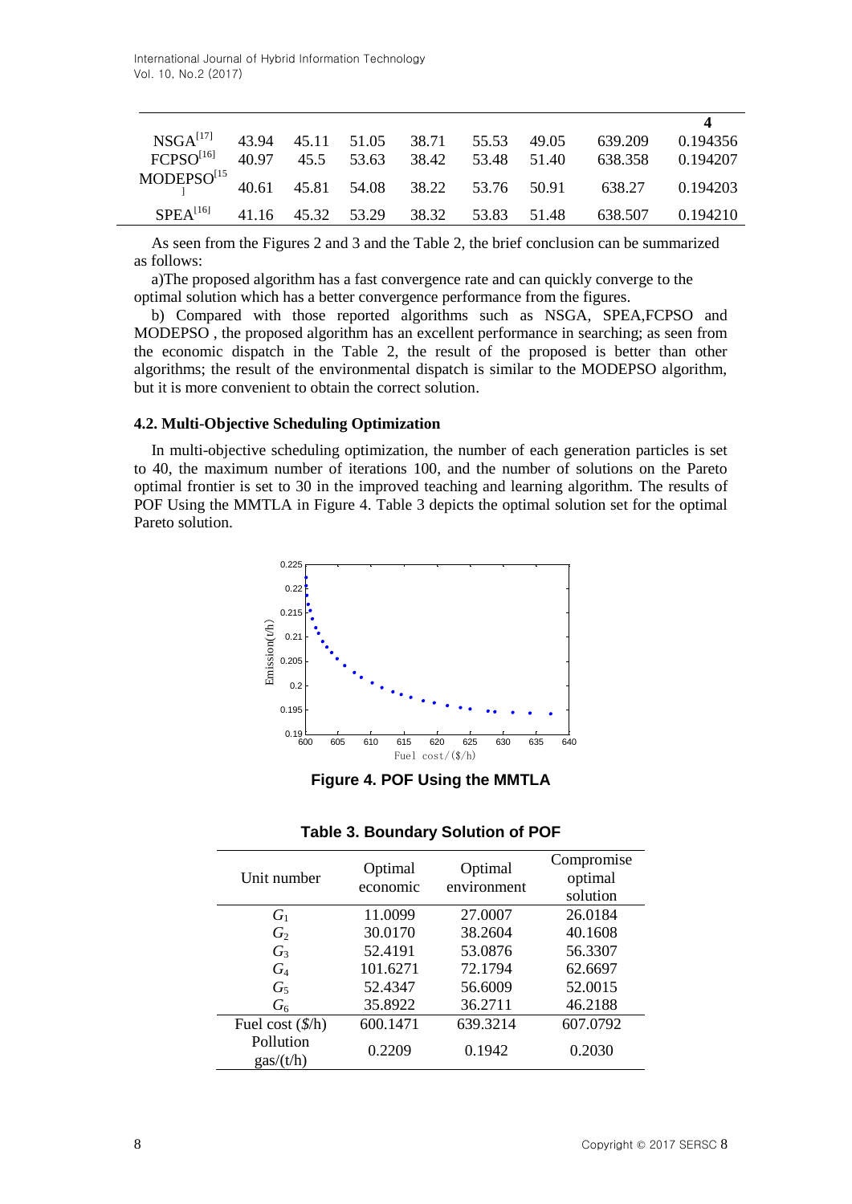| | | | | | | | | 4 |
|---|---|---|---|---|---|---|---|---|
| NSGA[17] | 43.94 | 45.11 | 51.05 | 38.71 | 55.53 | 49.05 | 639.209 | 0.194356 |
| FCPSO[16] | 40.97 | 45.5 | 53.63 | 38.42 | 53.48 | 51.40 | 638.358 | 0.194207 |
| MODEPSO[15] | 40.61 | 45.81 | 54.08 | 38.22 | 53.76 | 50.91 | 638.27 | 0.194203 |
| SPEA[16] | 41.16 | 45.32 | 53.29 | 38.32 | 53.83 | 51.48 | 638.507 | 0.194210 |

As seen from the Figures 2 and 3 and the Table 2, the brief conclusion can be summarized as follows:

a)The proposed algorithm has a fast convergence rate and can quickly converge to the optimal solution which has a better convergence performance from the figures.

b) Compared with those reported algorithms such as NSGA, SPEA,FCPSO and MODEPSO , the proposed algorithm has an excellent performance in searching; as seen from the economic dispatch in the Table 2, the result of the proposed is better than other algorithms; the result of the environmental dispatch is similar to the MODEPSO algorithm, but it is more convenient to obtain the correct solution.

### 4.2. Multi-Objective Scheduling Optimization

In multi-objective scheduling optimization, the number of each generation particles is set to 40, the maximum number of iterations 100, and the number of solutions on the Pareto optimal frontier is set to 30 in the improved teaching and learning algorithm. The results of POF Using the MMTLA in Figure 4. Table 3 depicts the optimal solution set for the optimal Pareto solution.

**Figure 4. POF Using the MMTLA**

**Table 3. Boundary Solution of POF**

| Unit number | Optimal economic | Optimal environment | Compromise optimal solution |
|---|---|---|---|
| $G_1$ | 11.0099 | 27.0007 | 26.0184 |
| $G_2$ | 30.0170 | 38.2604 | 40.1608 |
| $G_3$ | 52.4191 | 53.0876 | 56.3307 |
| $G_4$ | 101.6271 | 72.1794 | 62.6697 |
| $G_5$ | 52.4347 | 56.6009 | 52.0015 |
| $G_6$ | 35.8922 | 36.2711 | 46.2188 |
| Fuel cost ($/h) | 600.1471 | 639.3214 | 607.0792 |
| Pollution gas/(t/h) | 0.2209 | 0.1942 | 0.2030 |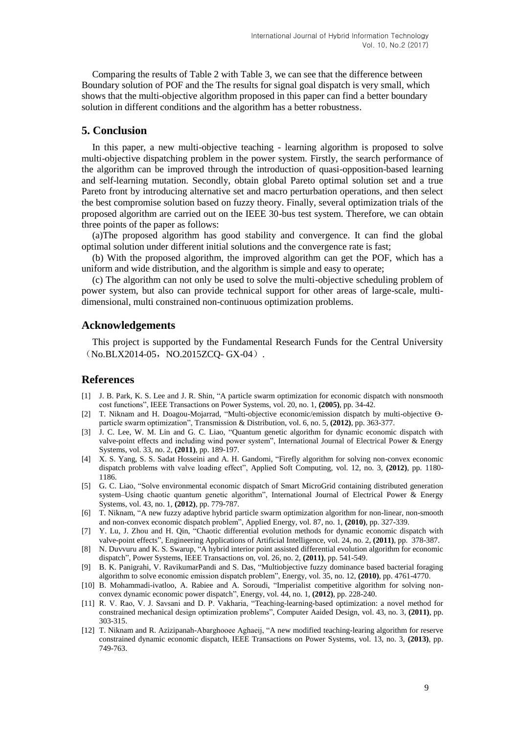Comparing the results of Table 2 with Table 3, we can see that the difference between Boundary solution of POF and the The results for signal goal dispatch is very small, which shows that the multi-objective algorithm proposed in this paper can find a better boundary solution in different conditions and the algorithm has a better robustness.

## 5. Conclusion

In this paper, a new multi-objective teaching - learning algorithm is proposed to solve multi-objective dispatching problem in the power system. Firstly, the search performance of the algorithm can be improved through the introduction of quasi-opposition-based learning and self-learning mutation. Secondly, obtain global Pareto optimal solution set and a true Pareto front by introducing alternative set and macro perturbation operations, and then select the best compromise solution based on fuzzy theory. Finally, several optimization trials of the proposed algorithm are carried out on the IEEE 30-bus test system. Therefore, we can obtain three points of the paper as follows:

(a)The proposed algorithm has good stability and convergence. It can find the global optimal solution under different initial solutions and the convergence rate is fast;

(b) With the proposed algorithm, the improved algorithm can get the POF, which has a uniform and wide distribution, and the algorithm is simple and easy to operate;

(c) The algorithm can not only be used to solve the multi-objective scheduling problem of power system, but also can provide technical support for other areas of large-scale, multi-dimensional, multi constrained non-continuous optimization problems.

## Acknowledgements

This project is supported by the Fundamental Research Funds for the Central University （No.BLX2014-05，NO.2015ZCQ- GX-04）.

## References

[1] J. B. Park, K. S. Lee and J. R. Shin, "A particle swarm optimization for economic dispatch with nonsmooth cost functions", IEEE Transactions on Power Systems, vol. 20, no. 1, **(2005)**, pp. 34-42.

[2] T. Niknam and H. Doagou-Mojarrad, "Multi-objective economic/emission dispatch by multi-objective Θ-particle swarm optimization", Transmission & Distribution, vol. 6, no. 5, **(2012)**, pp. 363-377.

[3] J. C. Lee, W. M. Lin and G. C. Liao, "Quantum genetic algorithm for dynamic economic dispatch with valve-point effects and including wind power system", International Journal of Electrical Power & Energy Systems, vol. 33, no. 2, **(2011)**, pp. 189-197.

[4] X. S. Yang, S. S. Sadat Hosseini and A. H. Gandomi, "Firefly algorithm for solving non-convex economic dispatch problems with valve loading effect", Applied Soft Computing, vol. 12, no. 3, **(2012)**, pp. 1180-1186.

[5] G. C. Liao, "Solve environmental economic dispatch of Smart MicroGrid containing distributed generation system–Using chaotic quantum genetic algorithm", International Journal of Electrical Power & Energy Systems, vol. 43, no. 1, **(2012)**, pp. 779-787.

[6] T. Niknam, "A new fuzzy adaptive hybrid particle swarm optimization algorithm for non-linear, non-smooth and non-convex economic dispatch problem", Applied Energy, vol. 87, no. 1, **(2010)**, pp. 327-339.

[7] Y. Lu, J. Zhou and H. Qin, "Chaotic differential evolution methods for dynamic economic dispatch with valve-point effects", Engineering Applications of Artificial Intelligence, vol. 24, no. 2, **(2011)**, pp. 378-387.

[8] N. Duvvuru and K. S. Swarup, "A hybrid interior point assisted differential evolution algorithm for economic dispatch", Power Systems, IEEE Transactions on, vol. 26, no. 2, **(2011)**, pp. 541-549.

[9] B. K. Panigrahi, V. RavikumarPandi and S. Das, "Multiobjective fuzzy dominance based bacterial foraging algorithm to solve economic emission dispatch problem", Energy, vol. 35, no. 12, **(2010)**, pp. 4761-4770.

[10] B. Mohammadi-ivatloo, A. Rabiee and A. Soroudi, "Imperialist competitive algorithm for solving non-convex dynamic economic power dispatch", Energy, vol. 44, no. 1, **(2012)**, pp. 228-240.

[11] R. V. Rao, V. J. Savsani and D. P. Vakharia, "Teaching-learning-based optimization: a novel method for constrained mechanical design optimization problems", Computer Aaided Design, vol. 43, no. 3, **(2011)**, pp. 303-315.

[12] T. Niknam and R. Azizipanah-Abarghooee Aghaeij, "A new modified teaching-learing algorithm for reserve constrained dynamic economic dispatch, IEEE Transactions on Power Systems, vol. 13, no. 3, **(2013)**, pp. 749-763.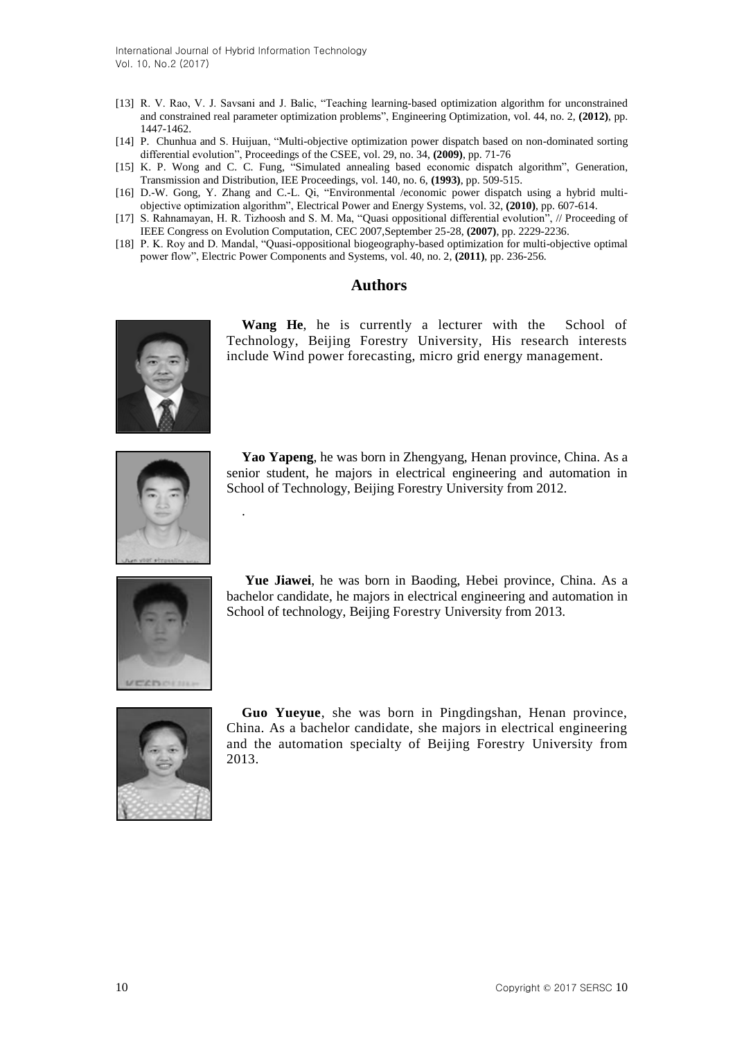[13] R. V. Rao, V. J. Savsani and J. Balic, "Teaching learning-based optimization algorithm for unconstrained and constrained real parameter optimization problems", Engineering Optimization, vol. 44, no. 2, **(2012)**, pp. 1447-1462.

[14] P. Chunhua and S. Huijuan, "Multi-objective optimization power dispatch based on non-dominated sorting differential evolution", Proceedings of the CSEE, vol. 29, no. 34, **(2009)**, pp. 71-76

[15] K. P. Wong and C. C. Fung, "Simulated annealing based economic dispatch algorithm", Generation, Transmission and Distribution, IEE Proceedings, vol. 140, no. 6, **(1993)**, pp. 509-515.

[16] D.-W. Gong, Y. Zhang and C.-L. Qi, "Environmental /economic power dispatch using a hybrid multi-objective optimization algorithm", Electrical Power and Energy Systems, vol. 32, **(2010)**, pp. 607-614.

[17] S. Rahnamayan, H. R. Tizhoosh and S. M. Ma, "Quasi oppositional differential evolution", // Proceeding of IEEE Congress on Evolution Computation, CEC 2007,September 25-28, **(2007)**, pp. 2229-2236.

[18] P. K. Roy and D. Mandal, "Quasi-oppositional biogeography-based optimization for multi-objective optimal power flow", Electric Power Components and Systems, vol. 40, no. 2, **(2011)**, pp. 236-256.

## Authors

**Wang He**, he is currently a lecturer with the School of Technology, Beijing Forestry University, His research interests include Wind power forecasting, micro grid energy management.

**Yao Yapeng**, he was born in Zhengyang, Henan province, China. As a senior student, he majors in electrical engineering and automation in School of Technology, Beijing Forestry University from 2012.

**Yue Jiawei**, he was born in Baoding, Hebei province, China. As a bachelor candidate, he majors in electrical engineering and automation in School of technology, Beijing Forestry University from 2013.

**Guo Yueyue**, she was born in Pingdingshan, Henan province, China. As a bachelor candidate, she majors in electrical engineering and the automation specialty of Beijing Forestry University from 2013.